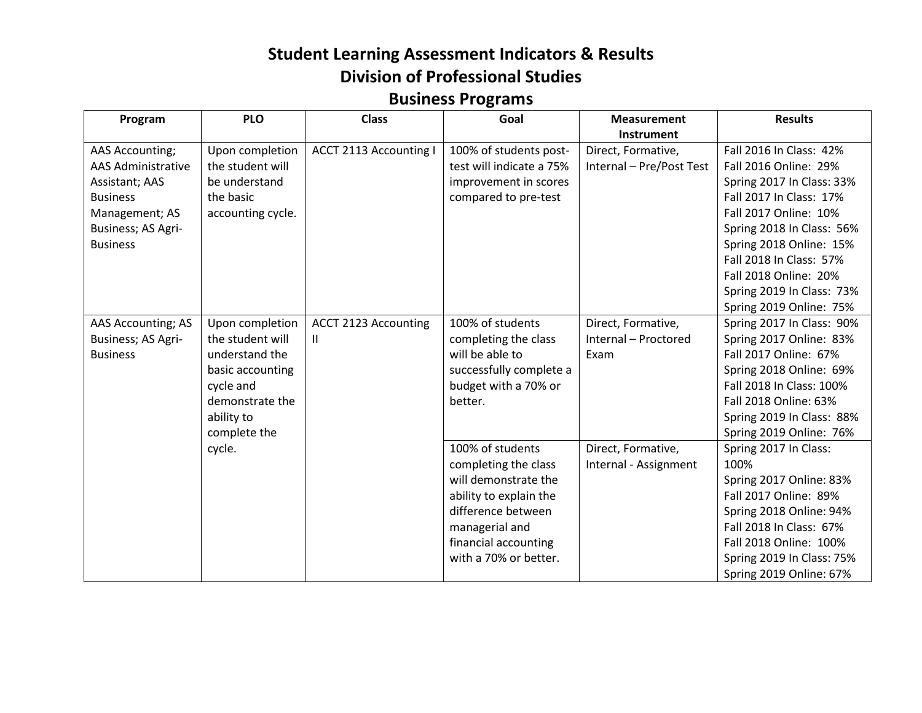# Student Learning Assessment Indicators & Results
## Division of Professional Studies
## Business Programs

| Program | PLO | Class | Goal | Measurement Instrument | Results |
|---|---|---|---|---|---|
| AAS Accounting; AAS Administrative Assistant; AAS Business Management; AS Business; AS Agri-Business | Upon completion the student will be understand the basic accounting cycle. | ACCT 2113 Accounting I | 100% of students post-test will indicate a 75% improvement in scores compared to pre-test | Direct, Formative, Internal – Pre/Post Test | Fall 2016 In Class: 42%<br>Fall 2016 Online: 29%<br>Spring 2017 In Class: 33%<br>Fall 2017 In Class: 17%<br>Fall 2017 Online: 10%<br>Spring 2018 In Class: 56%<br>Spring 2018 Online: 15%<br>Fall 2018 In Class: 57%<br>Fall 2018 Online: 20%<br>Spring 2019 In Class: 73%<br>Spring 2019 Online: 75% |
| AAS Accounting; AS Business; AS Agri-Business | Upon completion the student will understand the basic accounting cycle and demonstrate the ability to complete the cycle. | ACCT 2123 Accounting II | 100% of students completing the class will be able to successfully complete a budget with a 70% or better. | Direct, Formative, Internal – Proctored Exam | Spring 2017 In Class: 90%<br>Spring 2017 Online: 83%<br>Fall 2017 Online: 67%<br>Spring 2018 Online: 69%<br>Fall 2018 In Class: 100%<br>Fall 2018 Online: 63%<br>Spring 2019 In Class: 88%<br>Spring 2019 Online: 76% |
| | | | 100% of students completing the class will demonstrate the ability to explain the difference between managerial and financial accounting with a 70% or better. | Direct, Formative, Internal - Assignment | Spring 2017 In Class: 100%<br>Spring 2017 Online: 83%<br>Fall 2017 Online: 89%<br>Spring 2018 Online: 94%<br>Fall 2018 In Class: 67%<br>Fall 2018 Online: 100%<br>Spring 2019 In Class: 75%<br>Spring 2019 Online: 67% |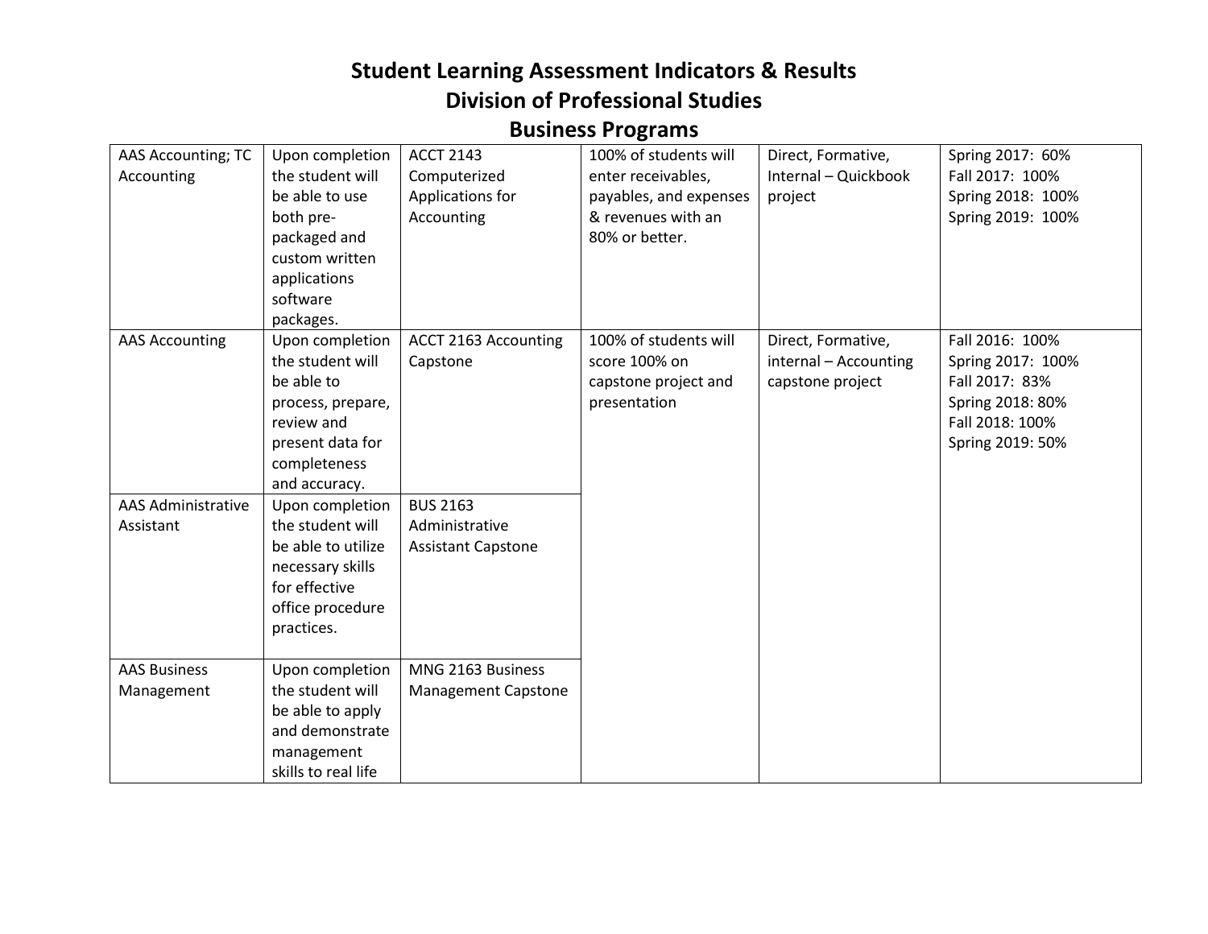# Student Learning Assessment Indicators & Results
## Division of Professional Studies
## Business Programs

| | | | | | |
|---|---|---|---|---|---|
| AAS Accounting; TC Accounting | Upon completion the student will be able to use both pre-packaged and custom written applications software packages. | ACCT 2143 Computerized Applications for Accounting | 100% of students will enter receivables, payables, and expenses & revenues with an 80% or better. | Direct, Formative, Internal – Quickbook project | Spring 2017: 60%<br>Fall 2017: 100%<br>Spring 2018: 100%<br>Spring 2019: 100% |
| AAS Accounting | Upon completion the student will be able to process, prepare, review and present data for completeness and accuracy. | ACCT 2163 Accounting Capstone | 100% of students will score 100% on capstone project and presentation | Direct, Formative, internal – Accounting capstone project | Fall 2016: 100%<br>Spring 2017: 100%<br>Fall 2017: 83%<br>Spring 2018: 80%<br>Fall 2018: 100%<br>Spring 2019: 50% |
| AAS Administrative Assistant | Upon completion the student will be able to utilize necessary skills for effective office procedure practices. | BUS 2163 Administrative Assistant Capstone | | | |
| AAS Business Management | Upon completion the student will be able to apply and demonstrate management skills to real life | MNG 2163 Business Management Capstone | | | |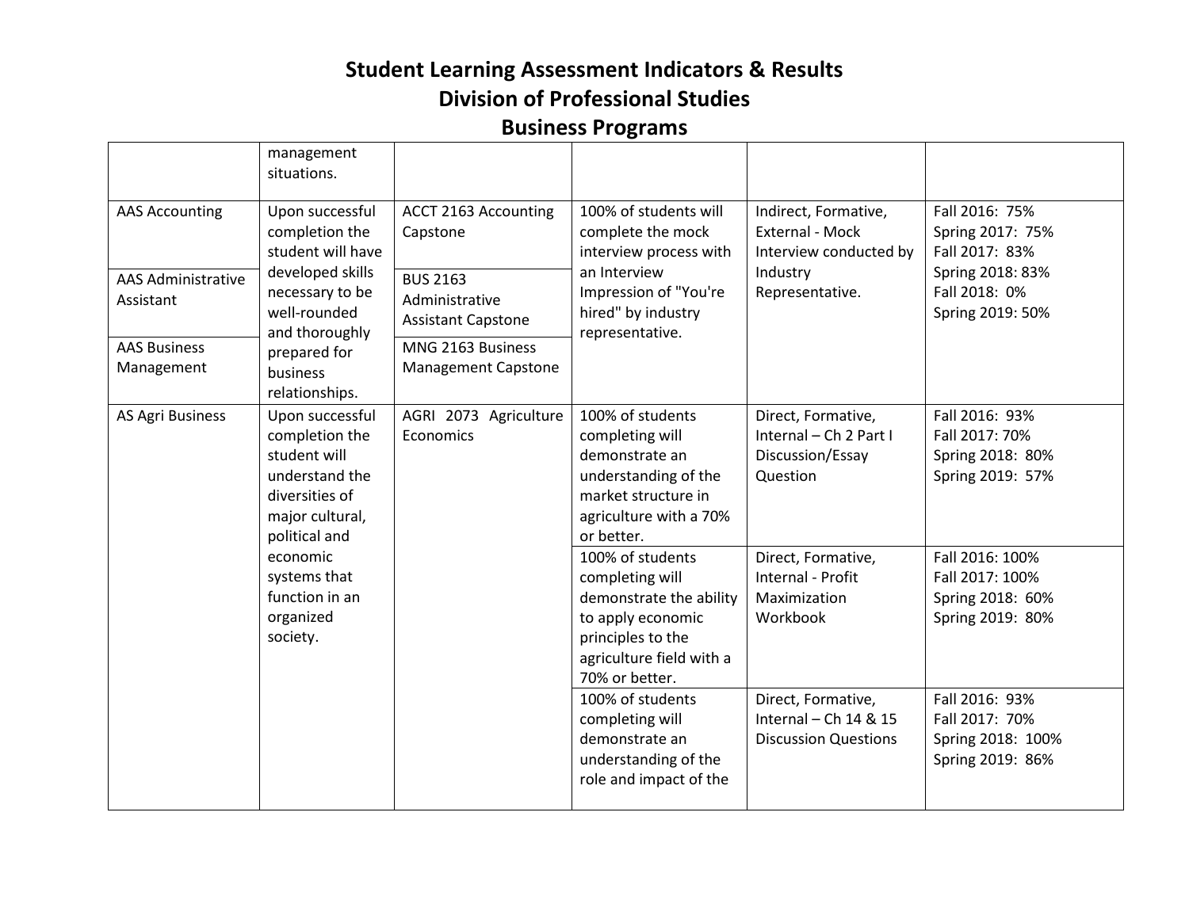# Student Learning Assessment Indicators & Results
## Division of Professional Studies
## Business Programs

| | | | | | |
|---|---|---|---|---|---|
| | management situations. | | | | |
| AAS Accounting | Upon successful completion the student will have developed skills necessary to be well-rounded and thoroughly prepared for business relationships. | ACCT 2163 Accounting Capstone | 100% of students will complete the mock interview process with an Interview Impression of "You're hired" by industry representative. | Indirect, Formative, External - Mock Interview conducted by Industry Representative. | Fall 2016: 75%<br>Spring 2017: 75%<br>Fall 2017: 83%<br>Spring 2018: 83%<br>Fall 2018: 0%<br>Spring 2019: 50% |
| AAS Administrative Assistant | | BUS 2163 Administrative Assistant Capstone | | | |
| AAS Business Management | | MNG 2163 Business Management Capstone | | | |
| AS Agri Business | Upon successful completion the student will understand the diversities of major cultural, political and economic systems that function in an organized society. | AGRI 2073 Agriculture Economics | 100% of students completing will demonstrate an understanding of the market structure in agriculture with a 70% or better. | Direct, Formative, Internal – Ch 2 Part I Discussion/Essay Question | Fall 2016: 93%<br>Fall 2017: 70%<br>Spring 2018: 80%<br>Spring 2019: 57% |
| | | | 100% of students completing will demonstrate the ability to apply economic principles to the agriculture field with a 70% or better. | Direct, Formative, Internal - Profit Maximization Workbook | Fall 2016: 100%<br>Fall 2017: 100%<br>Spring 2018: 60%<br>Spring 2019: 80% |
| | | | 100% of students completing will demonstrate an understanding of the role and impact of the | Direct, Formative, Internal – Ch 14 & 15 Discussion Questions | Fall 2016: 93%<br>Fall 2017: 70%<br>Spring 2018: 100%<br>Spring 2019: 86% |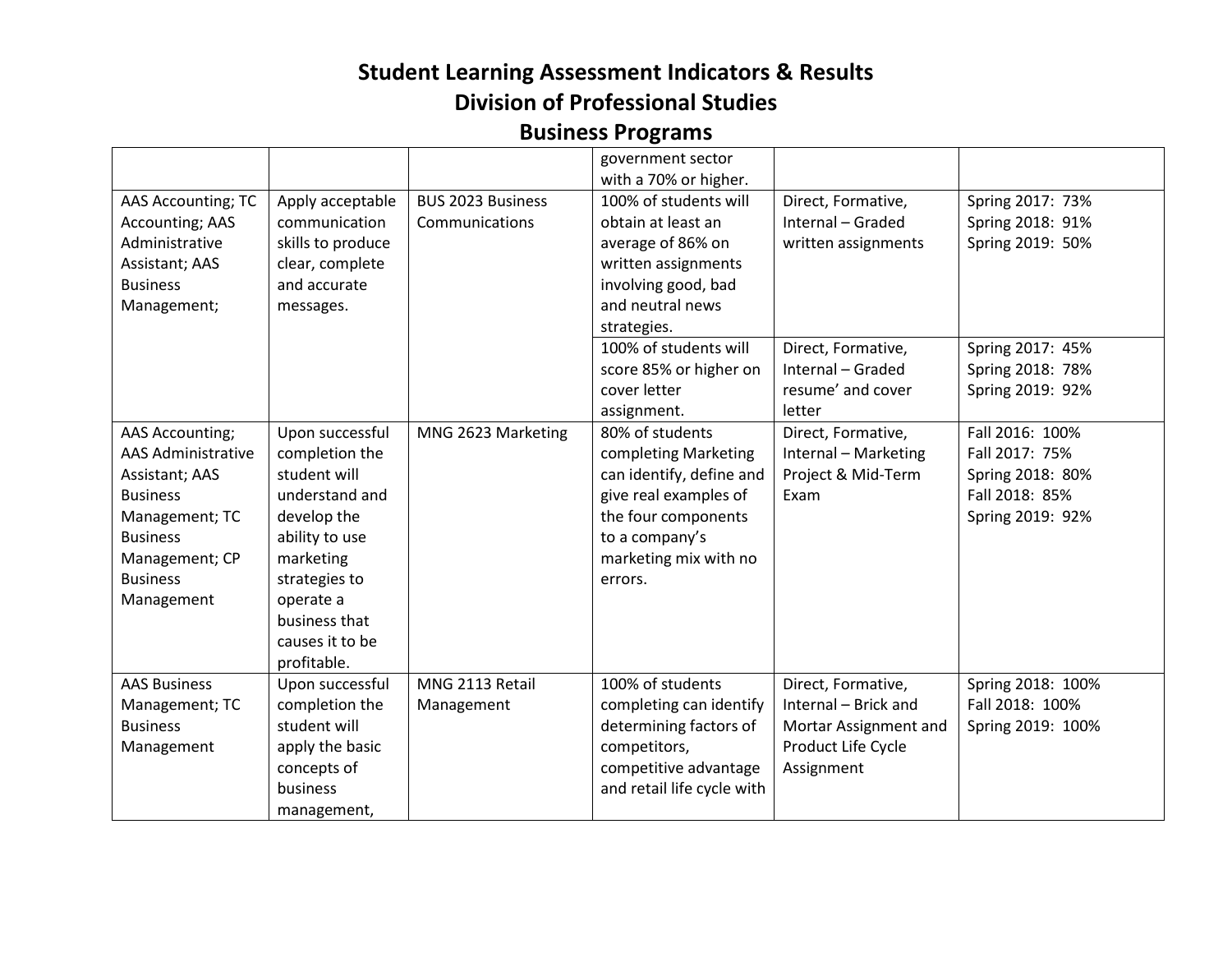# Student Learning Assessment Indicators & Results
## Division of Professional Studies
## Business Programs

| | | | | | |
|---|---|---|---|---|---|
| | | | government sector with a 70% or higher. | | |
| AAS Accounting; TC Accounting; AAS Administrative Assistant; AAS Business Management; | Apply acceptable communication skills to produce clear, complete and accurate messages. | BUS 2023 Business Communications | 100% of students will obtain at least an average of 86% on written assignments involving good, bad and neutral news strategies. | Direct, Formative, Internal – Graded written assignments | Spring 2017: 73%<br>Spring 2018: 91%<br>Spring 2019: 50% |
| | | | 100% of students will score 85% or higher on cover letter assignment. | Direct, Formative, Internal – Graded resume' and cover letter | Spring 2017: 45%<br>Spring 2018: 78%<br>Spring 2019: 92% |
| AAS Accounting; AAS Administrative Assistant; AAS Business Management; TC Business Management; CP Business Management | Upon successful completion the student will understand and develop the ability to use marketing strategies to operate a business that causes it to be profitable. | MNG 2623 Marketing | 80% of students completing Marketing can identify, define and give real examples of the four components to a company's marketing mix with no errors. | Direct, Formative, Internal – Marketing Project & Mid-Term Exam | Fall 2016: 100%<br>Fall 2017: 75%<br>Spring 2018: 80%<br>Fall 2018: 85%<br>Spring 2019: 92% |
| AAS Business Management; TC Business Management | Upon successful completion the student will apply the basic concepts of business management, | MNG 2113 Retail Management | 100% of students completing can identify determining factors of competitors, competitive advantage and retail life cycle with | Direct, Formative, Internal – Brick and Mortar Assignment and Product Life Cycle Assignment | Spring 2018: 100%<br>Fall 2018: 100%<br>Spring 2019: 100% |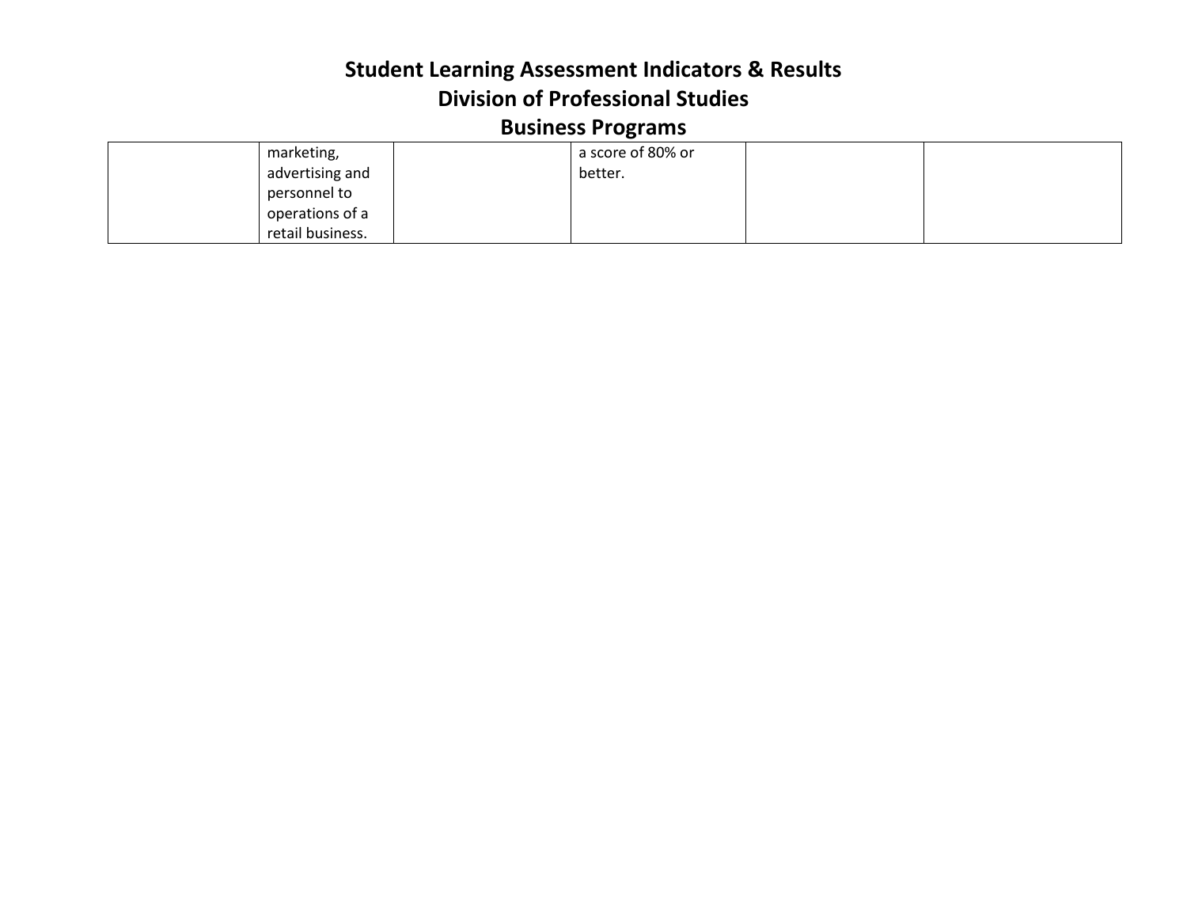# Student Learning Assessment Indicators & Results
## Division of Professional Studies
## Business Programs

| | | | | | |
|---|---|---|---|---|---|
| | marketing, advertising and personnel to operations of a retail business. | | a score of 80% or better. | | |